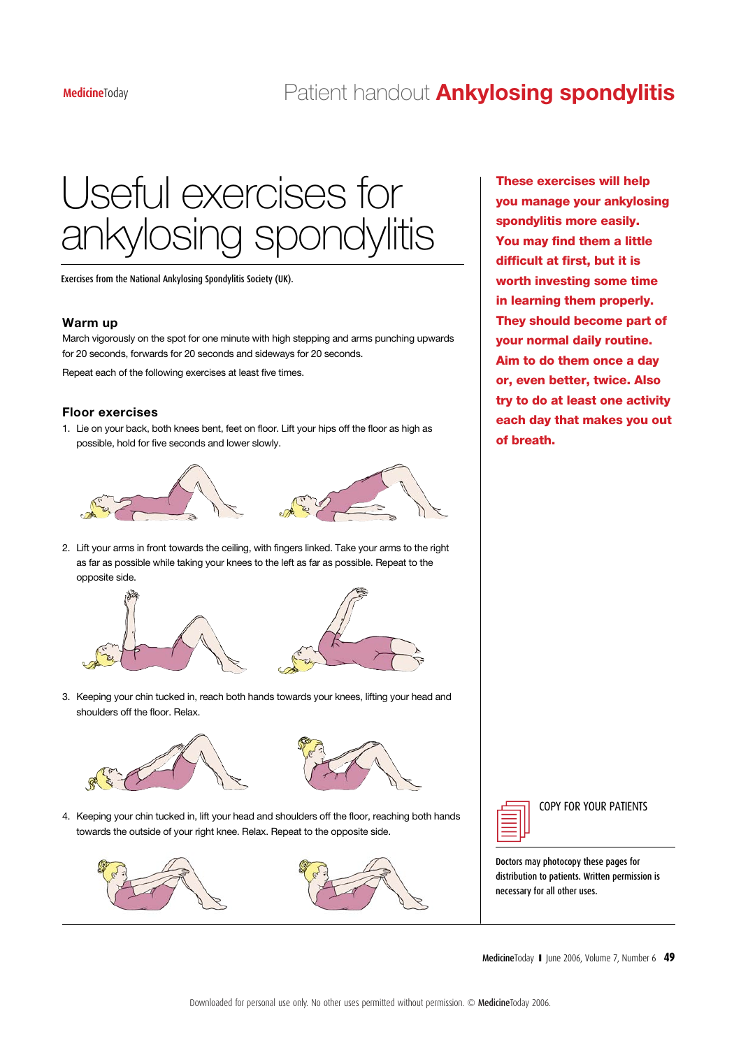# Useful exercises for ankylosing spondylitis

Exercises from the National Ankylosing Spondylitis Society (UK).

**These exercises will help you manage your ankylosing spondylitis more easily. You may find them a little difficult at first, but it is worth investing some time in learning them properly. They should become part of your normal daily routine. Aim to do them once a day or, even better, twice. Also try to do at least one activity each day that makes you out of breath.**

## Warm up

March vigorously on the spot for one minute with high stepping and arms punching upwards for 20 seconds, forwards for 20 seconds and sideways for 20 seconds.

Repeat each of the following exercises at least five times.

## Floor exercises

1. Lie on your back, both knees bent, feet on floor. Lift your hips off the floor as high as possible, hold for five seconds and lower slowly.

2. Lift your arms in front towards the ceiling, with fingers linked. Take your arms to the right as far as possible while taking your knees to the left as far as possible. Repeat to the opposite side.

3. Keeping your chin tucked in, reach both hands towards your knees, lifting your head and shoulders off the floor. Relax.

4. Keeping your chin tucked in, lift your head and shoulders off the floor, reaching both hands towards the outside of your right knee. Relax. Repeat to the opposite side.

COPY FOR YOUR PATIENTS

Doctors may photocopy these pages for distribution to patients. Written permission is necessary for all other uses.

Downloaded for personal use only. No other uses permitted without permission. © MedicineToday 2006.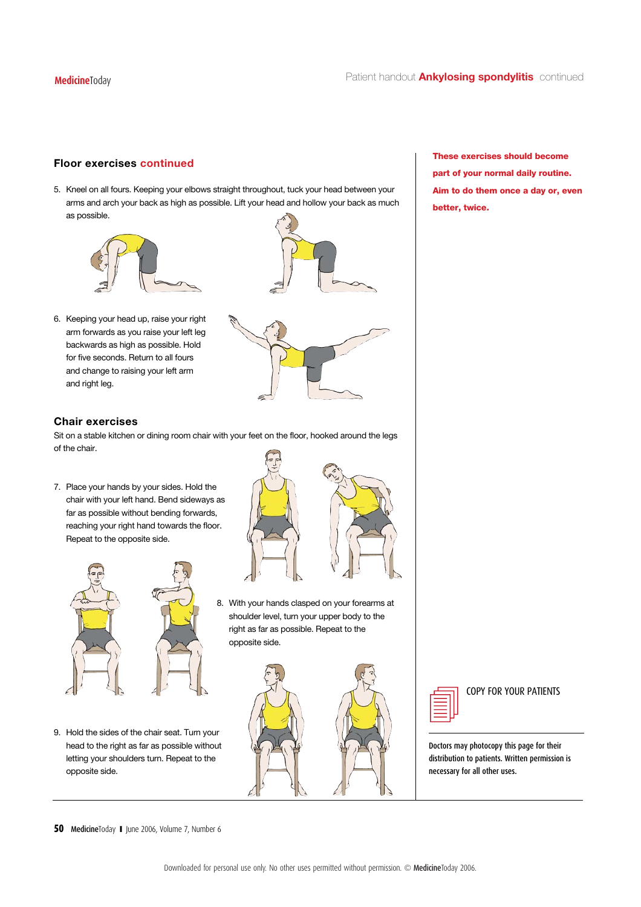## Floor exercises continued

5. Kneel on all fours. Keeping your elbows straight throughout, tuck your head between your arms and arch your back as high as possible. Lift your head and hollow your back as much as possible.

6. Keeping your head up, raise your right arm forwards as you raise your left leg backwards as high as possible. Hold for five seconds. Return to all fours and change to raising your left arm and right leg.

## Chair exercises

Sit on a stable kitchen or dining room chair with your feet on the floor, hooked around the legs of the chair.

7. Place your hands by your sides. Hold the chair with your left hand. Bend sideways as far as possible without bending forwards, reaching your right hand towards the floor. Repeat to the opposite side.

8. With your hands clasped on your forearms at shoulder level, turn your upper body to the right as far as possible. Repeat to the opposite side.

9. Hold the sides of the chair seat. Turn your head to the right as far as possible without letting your shoulders turn. Repeat to the opposite side.

**These exercises should become part of your normal daily routine. Aim to do them once a day or, even better, twice.**

COPY FOR YOUR PATIENTS

Doctors may photocopy this page for their distribution to patients. Written permission is necessary for all other uses.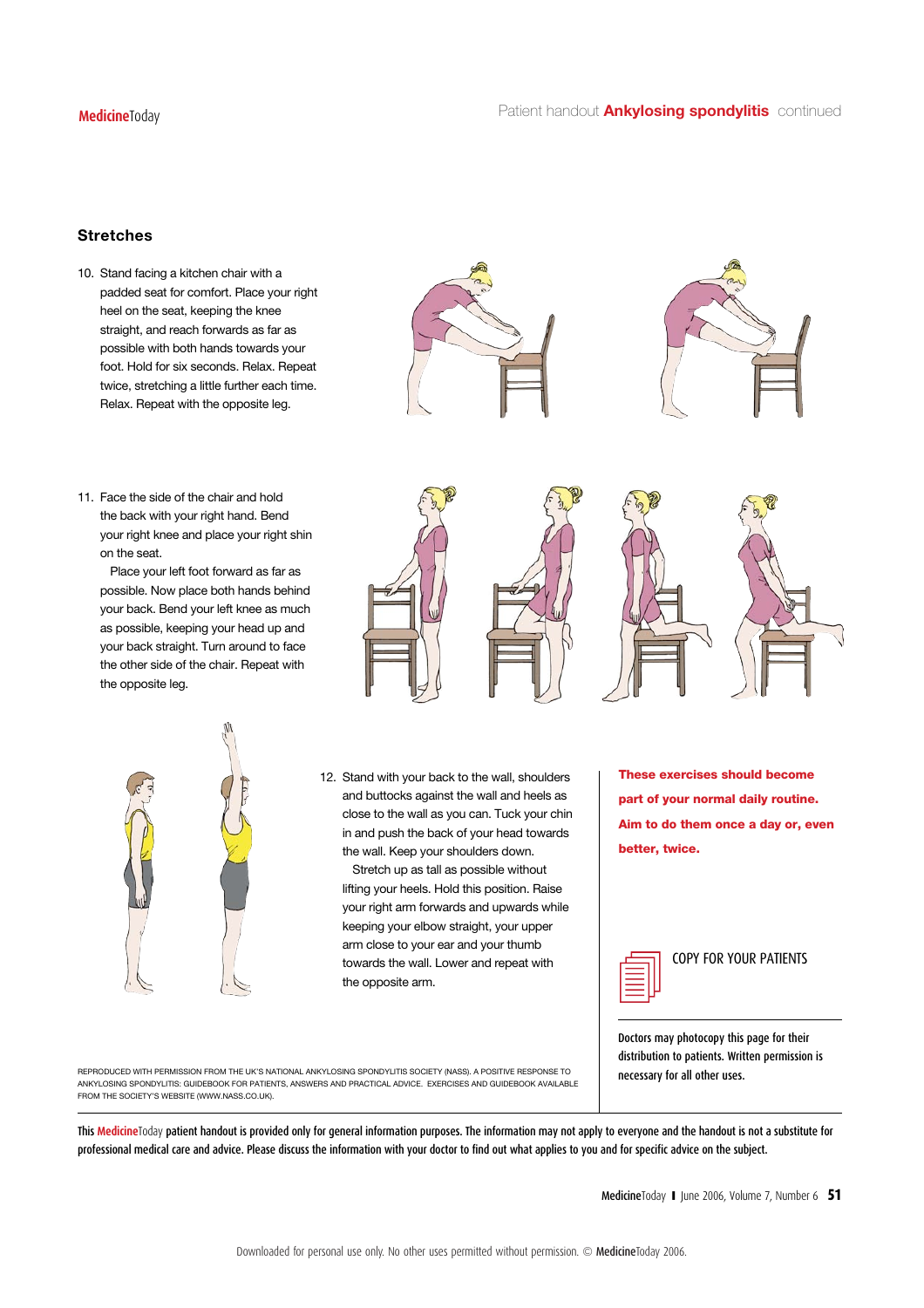## Stretches

10. Stand facing a kitchen chair with a padded seat for comfort. Place your right heel on the seat, keeping the knee straight, and reach forwards as far as possible with both hands towards your foot. Hold for six seconds. Relax. Repeat twice, stretching a little further each time. Relax. Repeat with the opposite leg.

11. Face the side of the chair and hold the back with your right hand. Bend your right knee and place your right shin on the seat.

    Place your left foot forward as far as possible. Now place both hands behind your back. Bend your left knee as much as possible, keeping your head up and your back straight. Turn around to face the other side of the chair. Repeat with the opposite leg.

12. Stand with your back to the wall, shoulders and buttocks against the wall and heels as close to the wall as you can. Tuck your chin in and push the back of your head towards the wall. Keep your shoulders down.

    Stretch up as tall as possible without lifting your heels. Hold this position. Raise your right arm forwards and upwards while keeping your elbow straight, your upper arm close to your ear and your thumb towards the wall. Lower and repeat with the opposite arm.

**These exercises should become part of your normal daily routine. Aim to do them once a day or, even better, twice.**

COPY FOR YOUR PATIENTS

Doctors may photocopy this page for their distribution to patients. Written permission is necessary for all other uses.

REPRODUCED WITH PERMISSION FROM THE UK'S NATIONAL ANKYLOSING SPONDYLITIS SOCIETY (NASS). A POSITIVE RESPONSE TO ANKYLOSING SPONDYLITIS: GUIDEBOOK FOR PATIENTS, ANSWERS AND PRACTICAL ADVICE. EXERCISES AND GUIDEBOOK AVAILABLE FROM THE SOCIETY'S WEBSITE (WWW.NASS.CO.UK).

This MedicineToday patient handout is provided only for general information purposes. The information may not apply to everyone and the handout is not a substitute for professional medical care and advice. Please discuss the information with your doctor to find out what applies to you and for specific advice on the subject.